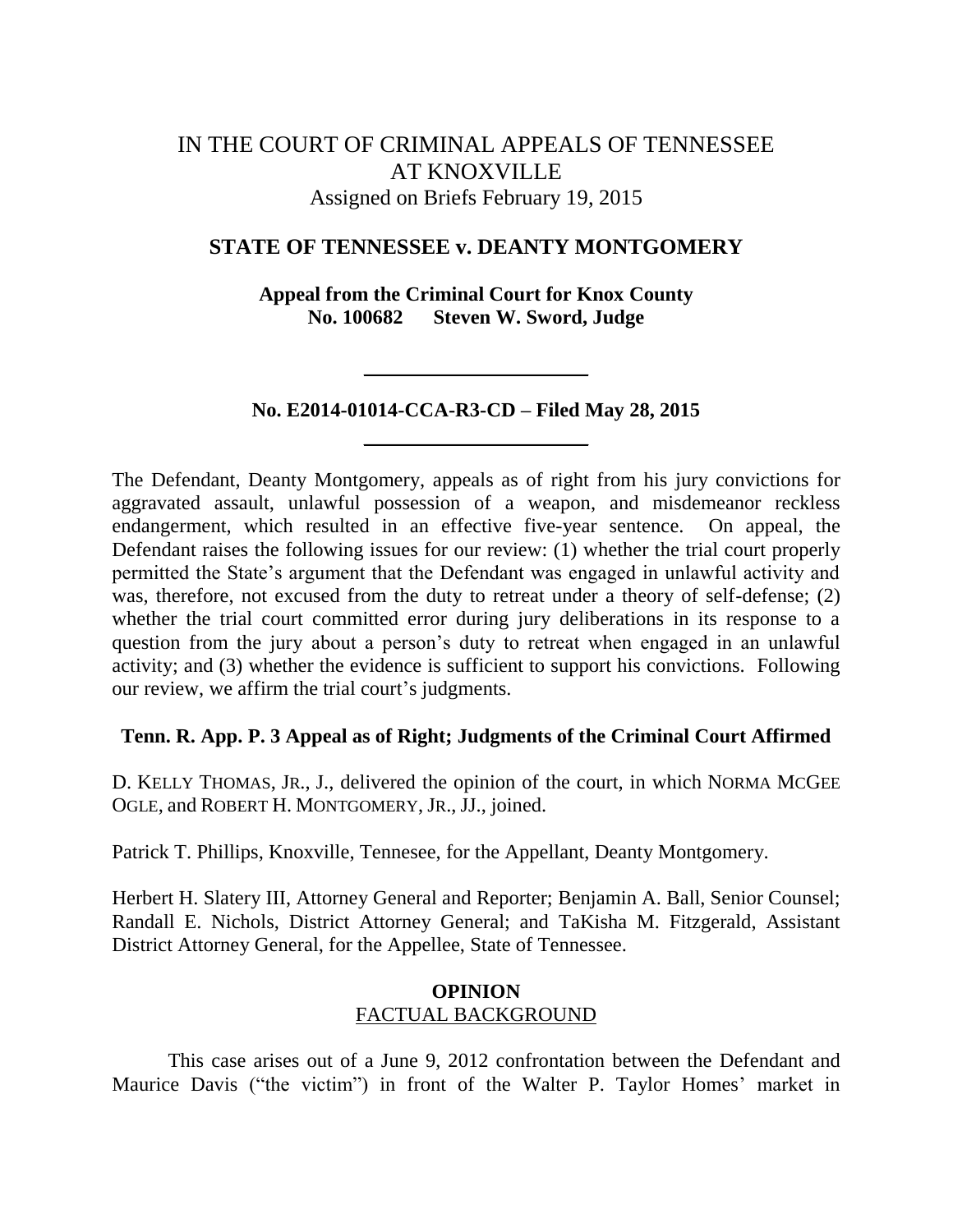# IN THE COURT OF CRIMINAL APPEALS OF TENNESSEE AT KNOXVILLE

Assigned on Briefs February 19, 2015

## STATE OF TENNESSEE v. DEANTY MONTGOMERY

**Appeal from the Criminal Court for Knox County**
**No. 100682 Steven W. Sword, Judge**

---

**No. E2014-01014-CCA-R3-CD – Filed May 28, 2015**

---

The Defendant, Deanty Montgomery, appeals as of right from his jury convictions for aggravated assault, unlawful possession of a weapon, and misdemeanor reckless endangerment, which resulted in an effective five-year sentence. On appeal, the Defendant raises the following issues for our review: (1) whether the trial court properly permitted the State's argument that the Defendant was engaged in unlawful activity and was, therefore, not excused from the duty to retreat under a theory of self-defense; (2) whether the trial court committed error during jury deliberations in its response to a question from the jury about a person's duty to retreat when engaged in an unlawful activity; and (3) whether the evidence is sufficient to support his convictions. Following our review, we affirm the trial court's judgments.

**Tenn. R. App. P. 3 Appeal as of Right; Judgments of the Criminal Court Affirmed**

D. KELLY THOMAS, JR., J., delivered the opinion of the court, in which NORMA MCGEE OGLE, and ROBERT H. MONTGOMERY, JR., JJ., joined.

Patrick T. Phillips, Knoxville, Tenesee, for the Appellant, Deanty Montgomery.

Herbert H. Slatery III, Attorney General and Reporter; Benjamin A. Ball, Senior Counsel; Randall E. Nichols, District Attorney General; and TaKisha M. Fitzgerald, Assistant District Attorney General, for the Appellee, State of Tennessee.

## OPINION

### FACTUAL BACKGROUND

This case arises out of a June 9, 2012 confrontation between the Defendant and Maurice Davis ("the victim") in front of the Walter P. Taylor Homes' market in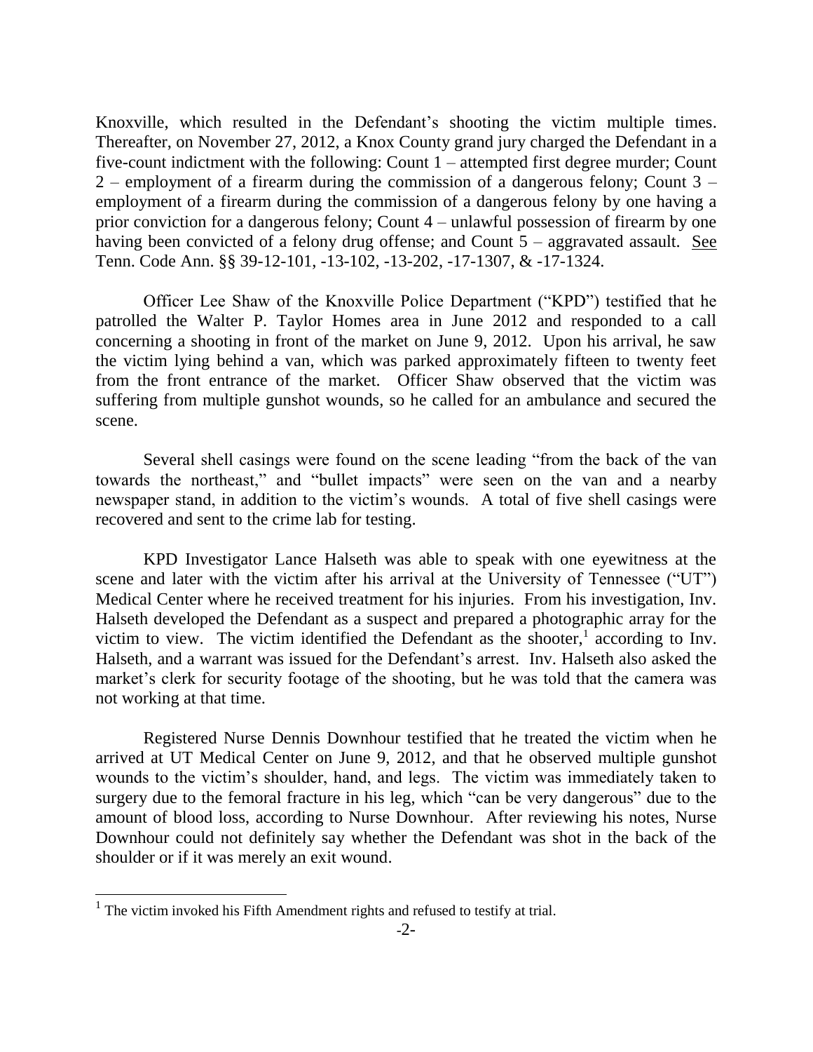Knoxville, which resulted in the Defendant's shooting the victim multiple times. Thereafter, on November 27, 2012, a Knox County grand jury charged the Defendant in a five-count indictment with the following: Count 1 – attempted first degree murder; Count 2 – employment of a firearm during the commission of a dangerous felony; Count 3 – employment of a firearm during the commission of a dangerous felony by one having a prior conviction for a dangerous felony; Count 4 – unlawful possession of firearm by one having been convicted of a felony drug offense; and Count 5 – aggravated assault. See Tenn. Code Ann. §§ 39-12-101, -13-102, -13-202, -17-1307, & -17-1324.

Officer Lee Shaw of the Knoxville Police Department ("KPD") testified that he patrolled the Walter P. Taylor Homes area in June 2012 and responded to a call concerning a shooting in front of the market on June 9, 2012. Upon his arrival, he saw the victim lying behind a van, which was parked approximately fifteen to twenty feet from the front entrance of the market. Officer Shaw observed that the victim was suffering from multiple gunshot wounds, so he called for an ambulance and secured the scene.

Several shell casings were found on the scene leading "from the back of the van towards the northeast," and "bullet impacts" were seen on the van and a nearby newspaper stand, in addition to the victim's wounds. A total of five shell casings were recovered and sent to the crime lab for testing.

KPD Investigator Lance Halseth was able to speak with one eyewitness at the scene and later with the victim after his arrival at the University of Tennessee ("UT") Medical Center where he received treatment for his injuries. From his investigation, Inv. Halseth developed the Defendant as a suspect and prepared a photographic array for the victim to view. The victim identified the Defendant as the shooter,[1] according to Inv. Halseth, and a warrant was issued for the Defendant's arrest. Inv. Halseth also asked the market's clerk for security footage of the shooting, but he was told that the camera was not working at that time.

Registered Nurse Dennis Downhour testified that he treated the victim when he arrived at UT Medical Center on June 9, 2012, and that he observed multiple gunshot wounds to the victim's shoulder, hand, and legs. The victim was immediately taken to surgery due to the femoral fracture in his leg, which "can be very dangerous" due to the amount of blood loss, according to Nurse Downhour. After reviewing his notes, Nurse Downhour could not definitely say whether the Defendant was shot in the back of the shoulder or if it was merely an exit wound.

[1] The victim invoked his Fifth Amendment rights and refused to testify at trial.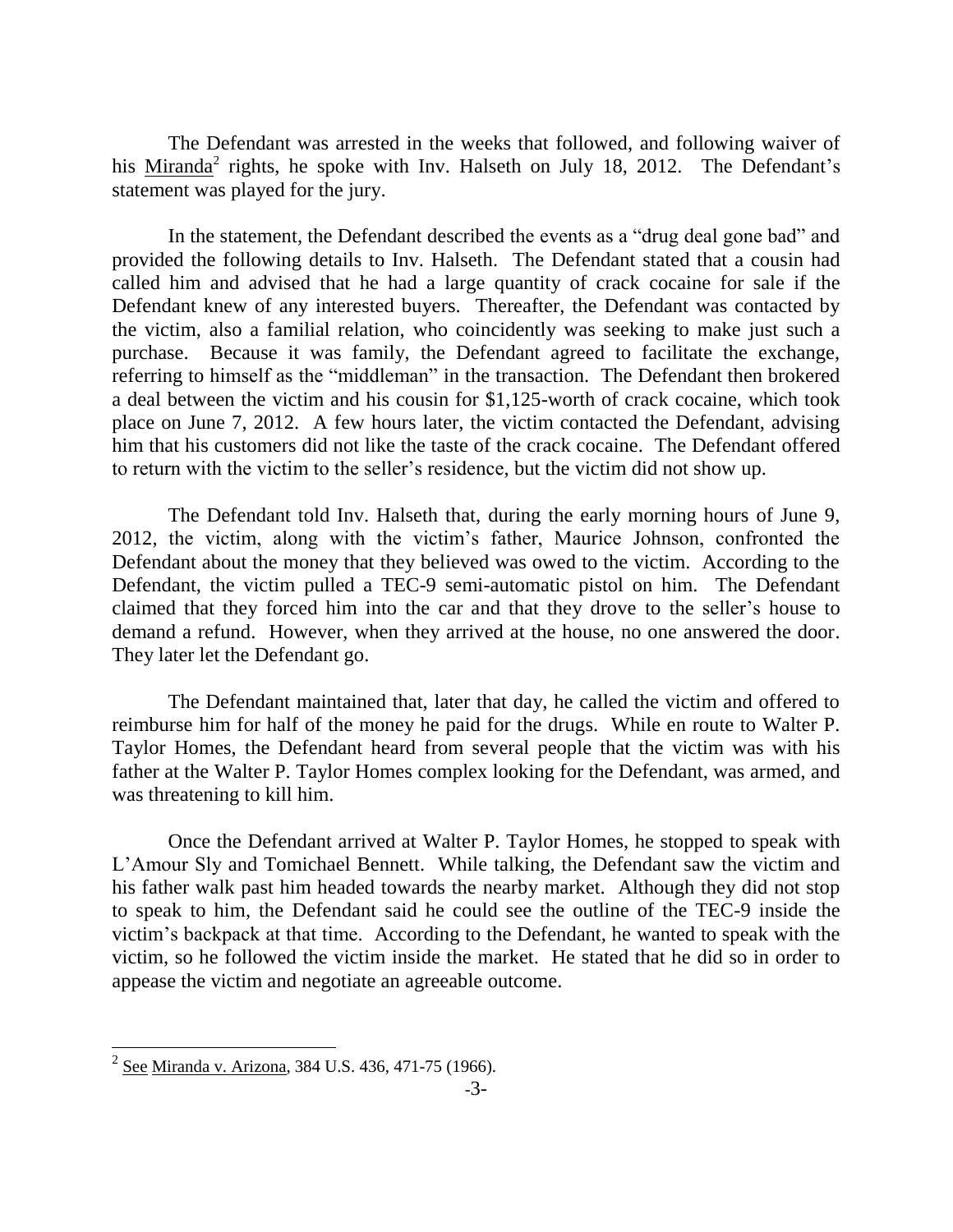The Defendant was arrested in the weeks that followed, and following waiver of his Miranda[2] rights, he spoke with Inv. Halseth on July 18, 2012. The Defendant's statement was played for the jury.

In the statement, the Defendant described the events as a "drug deal gone bad" and provided the following details to Inv. Halseth. The Defendant stated that a cousin had called him and advised that he had a large quantity of crack cocaine for sale if the Defendant knew of any interested buyers. Thereafter, the Defendant was contacted by the victim, also a familial relation, who coincidently was seeking to make just such a purchase. Because it was family, the Defendant agreed to facilitate the exchange, referring to himself as the "middleman" in the transaction. The Defendant then brokered a deal between the victim and his cousin for $1,125-worth of crack cocaine, which took place on June 7, 2012. A few hours later, the victim contacted the Defendant, advising him that his customers did not like the taste of the crack cocaine. The Defendant offered to return with the victim to the seller's residence, but the victim did not show up.

The Defendant told Inv. Halseth that, during the early morning hours of June 9, 2012, the victim, along with the victim's father, Maurice Johnson, confronted the Defendant about the money that they believed was owed to the victim. According to the Defendant, the victim pulled a TEC-9 semi-automatic pistol on him. The Defendant claimed that they forced him into the car and that they drove to the seller's house to demand a refund. However, when they arrived at the house, no one answered the door. They later let the Defendant go.

The Defendant maintained that, later that day, he called the victim and offered to reimburse him for half of the money he paid for the drugs. While en route to Walter P. Taylor Homes, the Defendant heard from several people that the victim was with his father at the Walter P. Taylor Homes complex looking for the Defendant, was armed, and was threatening to kill him.

Once the Defendant arrived at Walter P. Taylor Homes, he stopped to speak with L'Amour Sly and Tomichael Bennett. While talking, the Defendant saw the victim and his father walk past him headed towards the nearby market. Although they did not stop to speak to him, the Defendant said he could see the outline of the TEC-9 inside the victim's backpack at that time. According to the Defendant, he wanted to speak with the victim, so he followed the victim inside the market. He stated that he did so in order to appease the victim and negotiate an agreeable outcome.

[2] See Miranda v. Arizona, 384 U.S. 436, 471-75 (1966).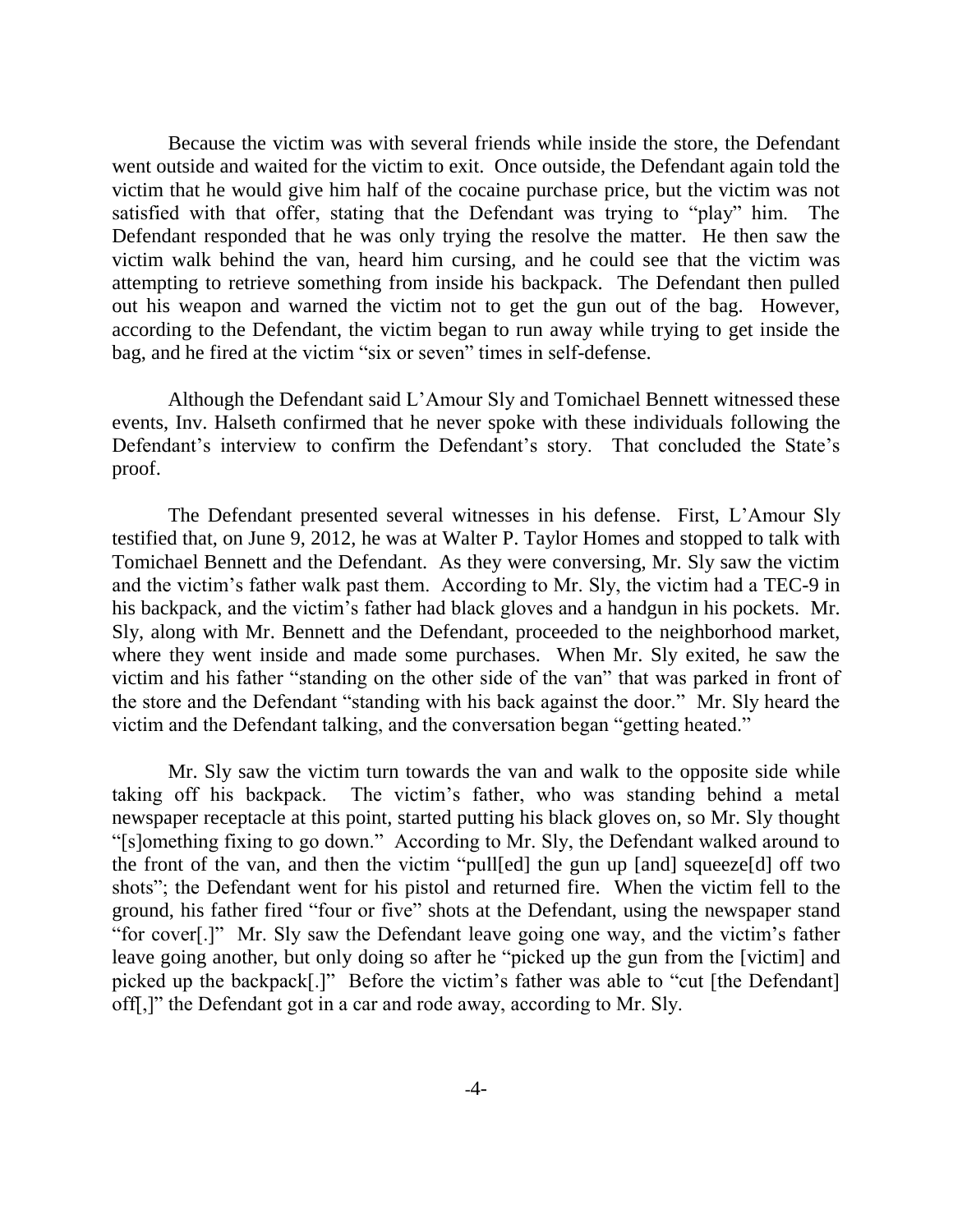Because the victim was with several friends while inside the store, the Defendant went outside and waited for the victim to exit. Once outside, the Defendant again told the victim that he would give him half of the cocaine purchase price, but the victim was not satisfied with that offer, stating that the Defendant was trying to "play" him. The Defendant responded that he was only trying the resolve the matter. He then saw the victim walk behind the van, heard him cursing, and he could see that the victim was attempting to retrieve something from inside his backpack. The Defendant then pulled out his weapon and warned the victim not to get the gun out of the bag. However, according to the Defendant, the victim began to run away while trying to get inside the bag, and he fired at the victim "six or seven" times in self-defense.

Although the Defendant said L'Amour Sly and Tomichael Bennett witnessed these events, Inv. Halseth confirmed that he never spoke with these individuals following the Defendant's interview to confirm the Defendant's story. That concluded the State's proof.

The Defendant presented several witnesses in his defense. First, L'Amour Sly testified that, on June 9, 2012, he was at Walter P. Taylor Homes and stopped to talk with Tomichael Bennett and the Defendant. As they were conversing, Mr. Sly saw the victim and the victim's father walk past them. According to Mr. Sly, the victim had a TEC-9 in his backpack, and the victim's father had black gloves and a handgun in his pockets. Mr. Sly, along with Mr. Bennett and the Defendant, proceeded to the neighborhood market, where they went inside and made some purchases. When Mr. Sly exited, he saw the victim and his father "standing on the other side of the van" that was parked in front of the store and the Defendant "standing with his back against the door." Mr. Sly heard the victim and the Defendant talking, and the conversation began "getting heated."

Mr. Sly saw the victim turn towards the van and walk to the opposite side while taking off his backpack. The victim's father, who was standing behind a metal newspaper receptacle at this point, started putting his black gloves on, so Mr. Sly thought "[s]omething fixing to go down." According to Mr. Sly, the Defendant walked around to the front of the van, and then the victim "pull[ed] the gun up [and] squeeze[d] off two shots"; the Defendant went for his pistol and returned fire. When the victim fell to the ground, his father fired "four or five" shots at the Defendant, using the newspaper stand "for cover[.]" Mr. Sly saw the Defendant leave going one way, and the victim's father leave going another, but only doing so after he "picked up the gun from the [victim] and picked up the backpack[.]" Before the victim's father was able to "cut [the Defendant] off[,]" the Defendant got in a car and rode away, according to Mr. Sly.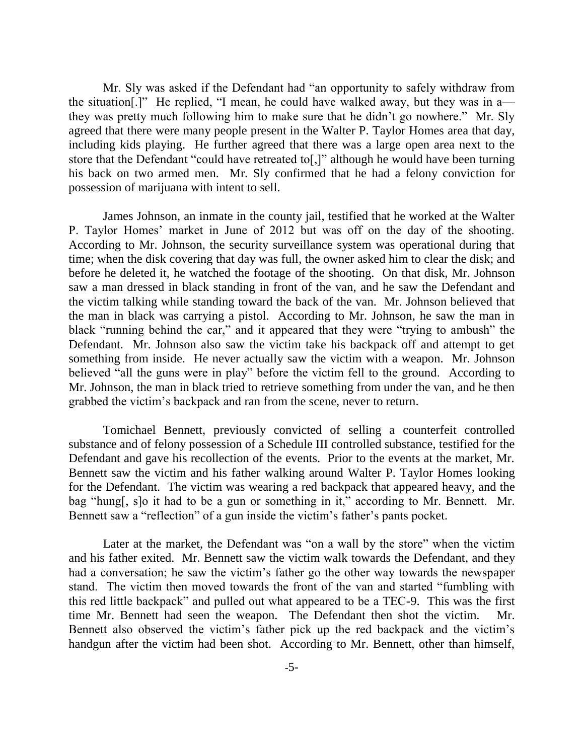Mr. Sly was asked if the Defendant had "an opportunity to safely withdraw from the situation[.]" He replied, "I mean, he could have walked away, but they was in a—they was pretty much following him to make sure that he didn't go nowhere." Mr. Sly agreed that there were many people present in the Walter P. Taylor Homes area that day, including kids playing. He further agreed that there was a large open area next to the store that the Defendant "could have retreated to[,]" although he would have been turning his back on two armed men. Mr. Sly confirmed that he had a felony conviction for possession of marijuana with intent to sell.

James Johnson, an inmate in the county jail, testified that he worked at the Walter P. Taylor Homes' market in June of 2012 but was off on the day of the shooting. According to Mr. Johnson, the security surveillance system was operational during that time; when the disk covering that day was full, the owner asked him to clear the disk; and before he deleted it, he watched the footage of the shooting. On that disk, Mr. Johnson saw a man dressed in black standing in front of the van, and he saw the Defendant and the victim talking while standing toward the back of the van. Mr. Johnson believed that the man in black was carrying a pistol. According to Mr. Johnson, he saw the man in black "running behind the car," and it appeared that they were "trying to ambush" the Defendant. Mr. Johnson also saw the victim take his backpack off and attempt to get something from inside. He never actually saw the victim with a weapon. Mr. Johnson believed "all the guns were in play" before the victim fell to the ground. According to Mr. Johnson, the man in black tried to retrieve something from under the van, and he then grabbed the victim's backpack and ran from the scene, never to return.

Tomichael Bennett, previously convicted of selling a counterfeit controlled substance and of felony possession of a Schedule III controlled substance, testified for the Defendant and gave his recollection of the events. Prior to the events at the market, Mr. Bennett saw the victim and his father walking around Walter P. Taylor Homes looking for the Defendant. The victim was wearing a red backpack that appeared heavy, and the bag "hung[, s]o it had to be a gun or something in it," according to Mr. Bennett. Mr. Bennett saw a "reflection" of a gun inside the victim's father's pants pocket.

Later at the market, the Defendant was "on a wall by the store" when the victim and his father exited. Mr. Bennett saw the victim walk towards the Defendant, and they had a conversation; he saw the victim's father go the other way towards the newspaper stand. The victim then moved towards the front of the van and started "fumbling with this red little backpack" and pulled out what appeared to be a TEC-9. This was the first time Mr. Bennett had seen the weapon. The Defendant then shot the victim. Mr. Bennett also observed the victim's father pick up the red backpack and the victim's handgun after the victim had been shot. According to Mr. Bennett, other than himself,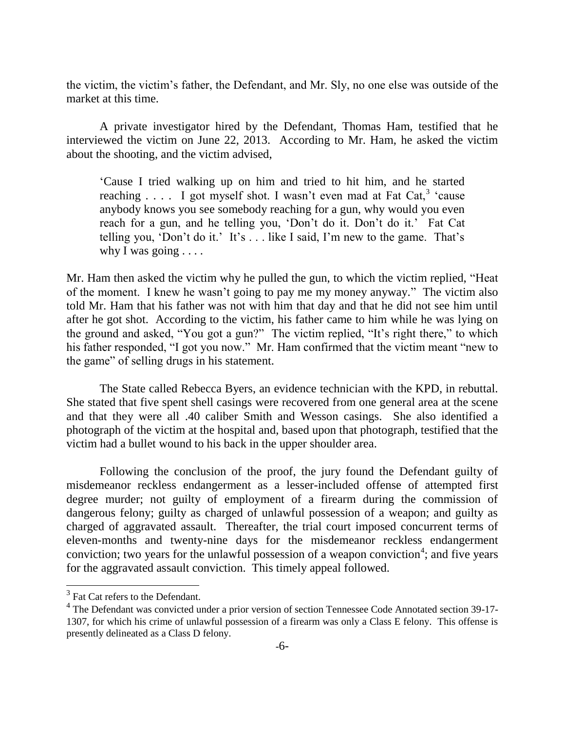the victim, the victim's father, the Defendant, and Mr. Sly, no one else was outside of the market at this time.

A private investigator hired by the Defendant, Thomas Ham, testified that he interviewed the victim on June 22, 2013. According to Mr. Ham, he asked the victim about the shooting, and the victim advised,

> 'Cause I tried walking up on him and tried to hit him, and he started reaching . . . . I got myself shot. I wasn't even mad at Fat Cat,[3] 'cause anybody knows you see somebody reaching for a gun, why would you even reach for a gun, and he telling you, 'Don't do it. Don't do it.' Fat Cat telling you, 'Don't do it.' It's . . . like I said, I'm new to the game. That's why I was going . . . .

Mr. Ham then asked the victim why he pulled the gun, to which the victim replied, "Heat of the moment. I knew he wasn't going to pay me my money anyway." The victim also told Mr. Ham that his father was not with him that day and that he did not see him until after he got shot. According to the victim, his father came to him while he was lying on the ground and asked, "You got a gun?" The victim replied, "It's right there," to which his father responded, "I got you now." Mr. Ham confirmed that the victim meant "new to the game" of selling drugs in his statement.

The State called Rebecca Byers, an evidence technician with the KPD, in rebuttal. She stated that five spent shell casings were recovered from one general area at the scene and that they were all .40 caliber Smith and Wesson casings. She also identified a photograph of the victim at the hospital and, based upon that photograph, testified that the victim had a bullet wound to his back in the upper shoulder area.

Following the conclusion of the proof, the jury found the Defendant guilty of misdemeanor reckless endangerment as a lesser-included offense of attempted first degree murder; not guilty of employment of a firearm during the commission of dangerous felony; guilty as charged of unlawful possession of a weapon; and guilty as charged of aggravated assault. Thereafter, the trial court imposed concurrent terms of eleven-months and twenty-nine days for the misdemeanor reckless endangerment conviction; two years for the unlawful possession of a weapon conviction[4]; and five years for the aggravated assault conviction. This timely appeal followed.

---

[3] Fat Cat refers to the Defendant.

[4] The Defendant was convicted under a prior version of section Tennessee Code Annotated section 39-17-1307, for which his crime of unlawful possession of a firearm was only a Class E felony. This offense is presently delineated as a Class D felony.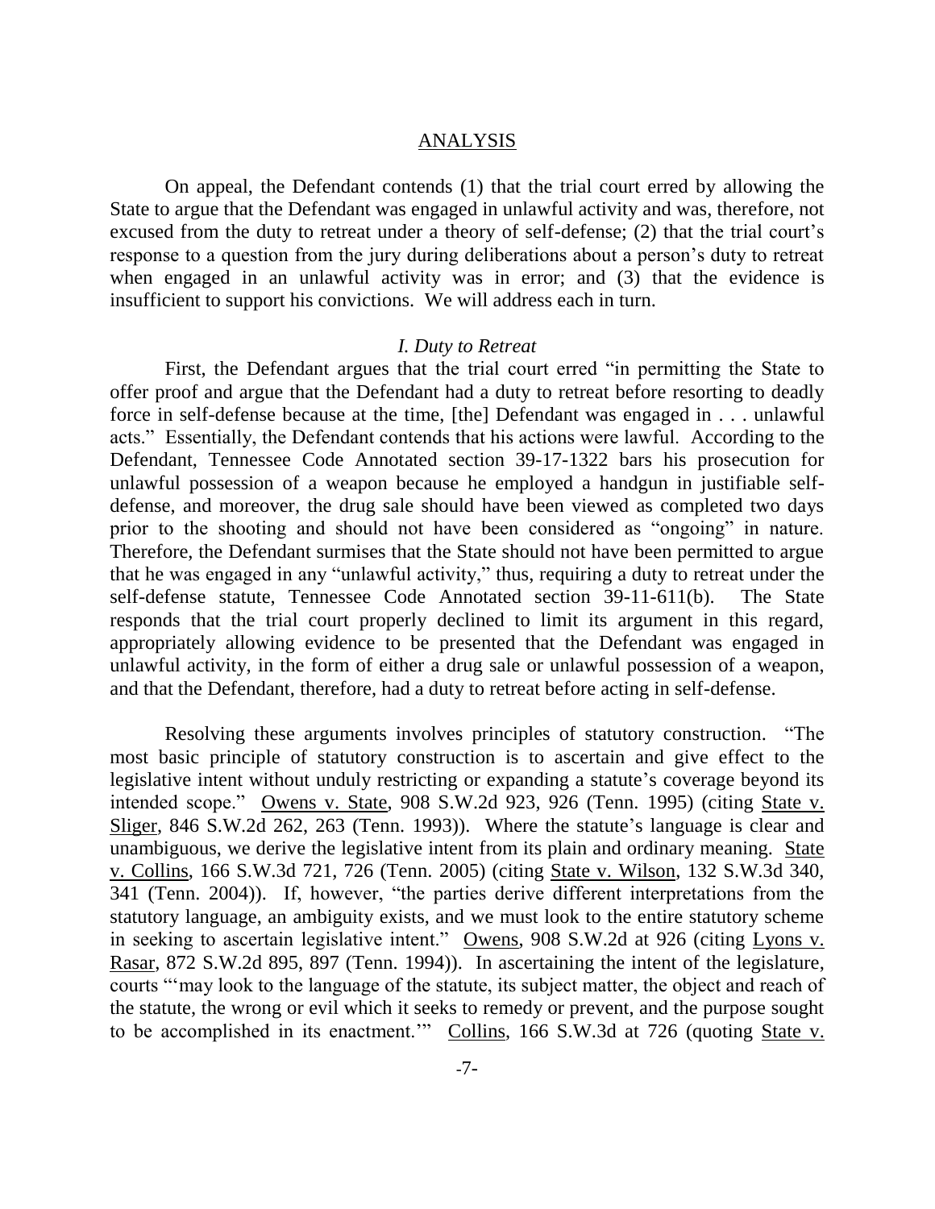## ANALYSIS

On appeal, the Defendant contends (1) that the trial court erred by allowing the State to argue that the Defendant was engaged in unlawful activity and was, therefore, not excused from the duty to retreat under a theory of self-defense; (2) that the trial court's response to a question from the jury during deliberations about a person's duty to retreat when engaged in an unlawful activity was in error; and (3) that the evidence is insufficient to support his convictions. We will address each in turn.

### *I. Duty to Retreat*

First, the Defendant argues that the trial court erred "in permitting the State to offer proof and argue that the Defendant had a duty to retreat before resorting to deadly force in self-defense because at the time, [the] Defendant was engaged in . . . unlawful acts." Essentially, the Defendant contends that his actions were lawful. According to the Defendant, Tennessee Code Annotated section 39-17-1322 bars his prosecution for unlawful possession of a weapon because he employed a handgun in justifiable self-defense, and moreover, the drug sale should have been viewed as completed two days prior to the shooting and should not have been considered as "ongoing" in nature. Therefore, the Defendant surmises that the State should not have been permitted to argue that he was engaged in any "unlawful activity," thus, requiring a duty to retreat under the self-defense statute, Tennessee Code Annotated section 39-11-611(b). The State responds that the trial court properly declined to limit its argument in this regard, appropriately allowing evidence to be presented that the Defendant was engaged in unlawful activity, in the form of either a drug sale or unlawful possession of a weapon, and that the Defendant, therefore, had a duty to retreat before acting in self-defense.

Resolving these arguments involves principles of statutory construction. "The most basic principle of statutory construction is to ascertain and give effect to the legislative intent without unduly restricting or expanding a statute's coverage beyond its intended scope." Owens v. State, 908 S.W.2d 923, 926 (Tenn. 1995) (citing State v. Sliger, 846 S.W.2d 262, 263 (Tenn. 1993)). Where the statute's language is clear and unambiguous, we derive the legislative intent from its plain and ordinary meaning. State v. Collins, 166 S.W.3d 721, 726 (Tenn. 2005) (citing State v. Wilson, 132 S.W.3d 340, 341 (Tenn. 2004)). If, however, "the parties derive different interpretations from the statutory language, an ambiguity exists, and we must look to the entire statutory scheme in seeking to ascertain legislative intent." Owens, 908 S.W.2d at 926 (citing Lyons v. Rasar, 872 S.W.2d 895, 897 (Tenn. 1994)). In ascertaining the intent of the legislature, courts "'may look to the language of the statute, its subject matter, the object and reach of the statute, the wrong or evil which it seeks to remedy or prevent, and the purpose sought to be accomplished in its enactment.'" Collins, 166 S.W.3d at 726 (quoting State v.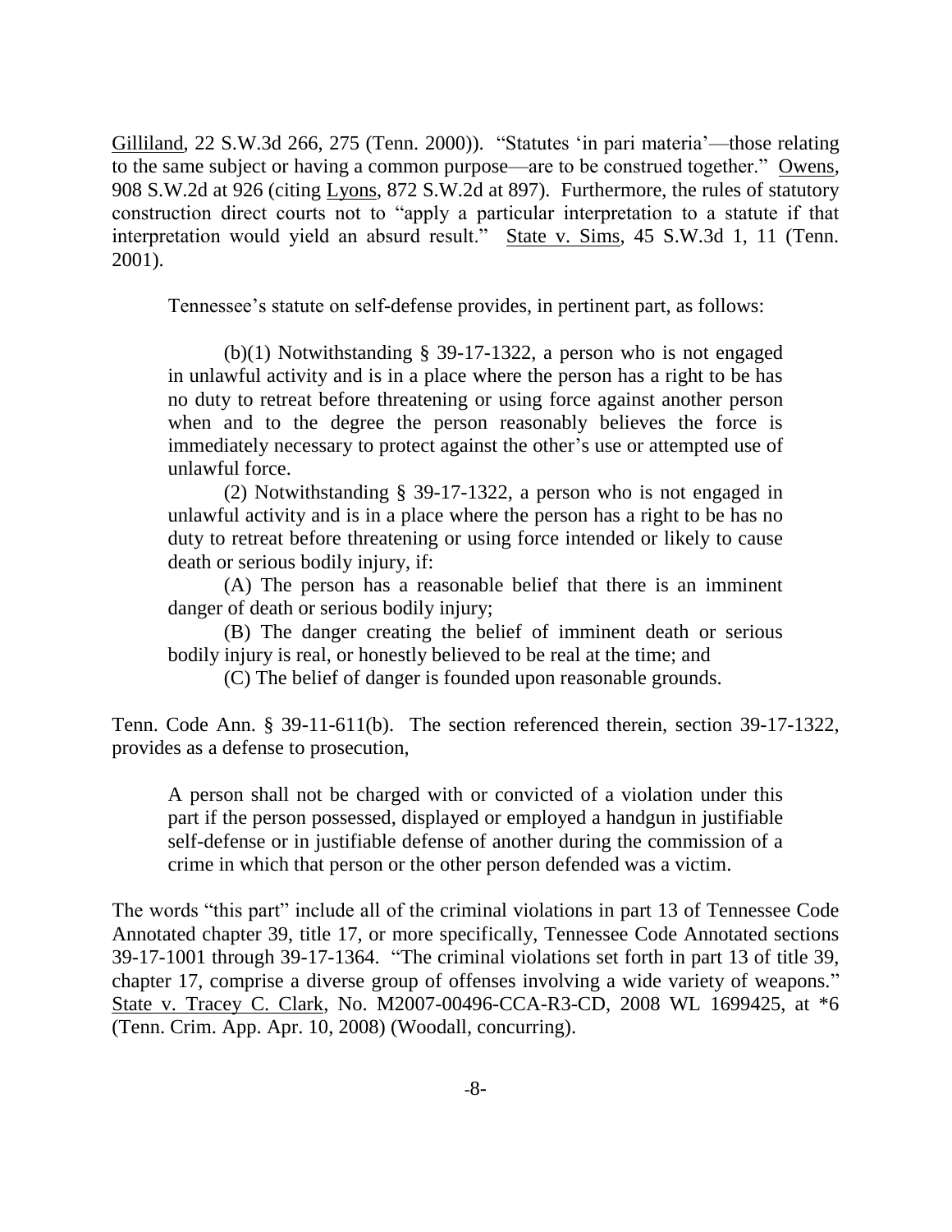Gilliland, 22 S.W.3d 266, 275 (Tenn. 2000)). "Statutes 'in pari materia'—those relating to the same subject or having a common purpose—are to be construed together." Owens, 908 S.W.2d at 926 (citing Lyons, 872 S.W.2d at 897). Furthermore, the rules of statutory construction direct courts not to "apply a particular interpretation to a statute if that interpretation would yield an absurd result." State v. Sims, 45 S.W.3d 1, 11 (Tenn. 2001).

Tennessee's statute on self-defense provides, in pertinent part, as follows:

> (b)(1) Notwithstanding § 39-17-1322, a person who is not engaged in unlawful activity and is in a place where the person has a right to be has no duty to retreat before threatening or using force against another person when and to the degree the person reasonably believes the force is immediately necessary to protect against the other's use or attempted use of unlawful force.
>
> (2) Notwithstanding § 39-17-1322, a person who is not engaged in unlawful activity and is in a place where the person has a right to be has no duty to retreat before threatening or using force intended or likely to cause death or serious bodily injury, if:
>
> (A) The person has a reasonable belief that there is an imminent danger of death or serious bodily injury;
>
> (B) The danger creating the belief of imminent death or serious bodily injury is real, or honestly believed to be real at the time; and
>
> (C) The belief of danger is founded upon reasonable grounds.

Tenn. Code Ann. § 39-11-611(b). The section referenced therein, section 39-17-1322, provides as a defense to prosecution,

> A person shall not be charged with or convicted of a violation under this part if the person possessed, displayed or employed a handgun in justifiable self-defense or in justifiable defense of another during the commission of a crime in which that person or the other person defended was a victim.

The words "this part" include all of the criminal violations in part 13 of Tennessee Code Annotated chapter 39, title 17, or more specifically, Tennessee Code Annotated sections 39-17-1001 through 39-17-1364. "The criminal violations set forth in part 13 of title 39, chapter 17, comprise a diverse group of offenses involving a wide variety of weapons." State v. Tracey C. Clark, No. M2007-00496-CCA-R3-CD, 2008 WL 1699425, at *6 (Tenn. Crim. App. Apr. 10, 2008) (Woodall, concurring).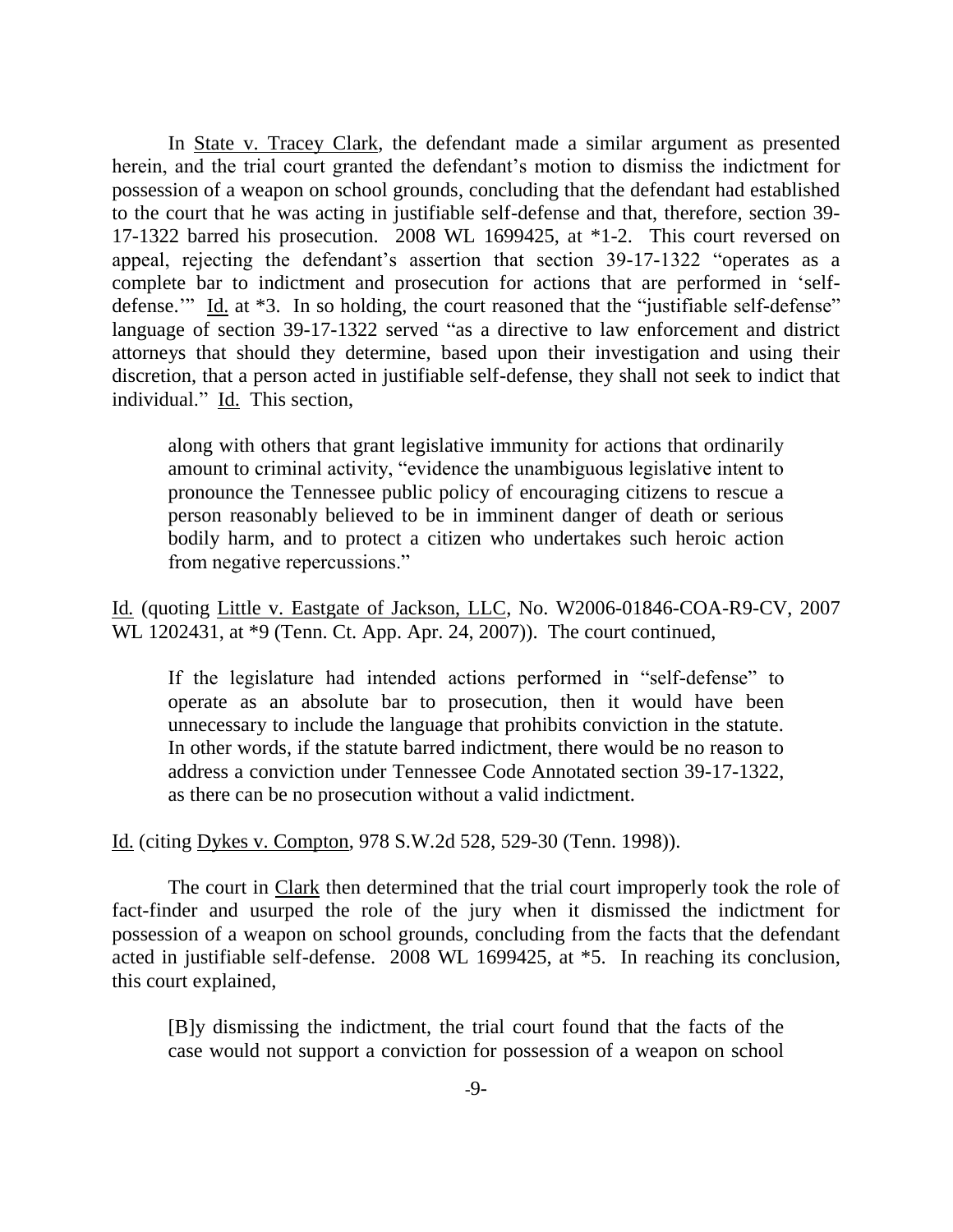In State v. Tracey Clark, the defendant made a similar argument as presented herein, and the trial court granted the defendant's motion to dismiss the indictment for possession of a weapon on school grounds, concluding that the defendant had established to the court that he was acting in justifiable self-defense and that, therefore, section 39-17-1322 barred his prosecution. 2008 WL 1699425, at *1-2. This court reversed on appeal, rejecting the defendant's assertion that section 39-17-1322 "operates as a complete bar to indictment and prosecution for actions that are performed in 'self-defense.'" Id. at *3. In so holding, the court reasoned that the "justifiable self-defense" language of section 39-17-1322 served "as a directive to law enforcement and district attorneys that should they determine, based upon their investigation and using their discretion, that a person acted in justifiable self-defense, they shall not seek to indict that individual." Id. This section,

> along with others that grant legislative immunity for actions that ordinarily amount to criminal activity, "evidence the unambiguous legislative intent to pronounce the Tennessee public policy of encouraging citizens to rescue a person reasonably believed to be in imminent danger of death or serious bodily harm, and to protect a citizen who undertakes such heroic action from negative repercussions."

Id. (quoting Little v. Eastgate of Jackson, LLC, No. W2006-01846-COA-R9-CV, 2007 WL 1202431, at *9 (Tenn. Ct. App. Apr. 24, 2007)). The court continued,

> If the legislature had intended actions performed in "self-defense" to operate as an absolute bar to prosecution, then it would have been unnecessary to include the language that prohibits conviction in the statute. In other words, if the statute barred indictment, there would be no reason to address a conviction under Tennessee Code Annotated section 39-17-1322, as there can be no prosecution without a valid indictment.

Id. (citing Dykes v. Compton, 978 S.W.2d 528, 529-30 (Tenn. 1998)).

The court in Clark then determined that the trial court improperly took the role of fact-finder and usurped the role of the jury when it dismissed the indictment for possession of a weapon on school grounds, concluding from the facts that the defendant acted in justifiable self-defense. 2008 WL 1699425, at *5. In reaching its conclusion, this court explained,

> [B]y dismissing the indictment, the trial court found that the facts of the case would not support a conviction for possession of a weapon on school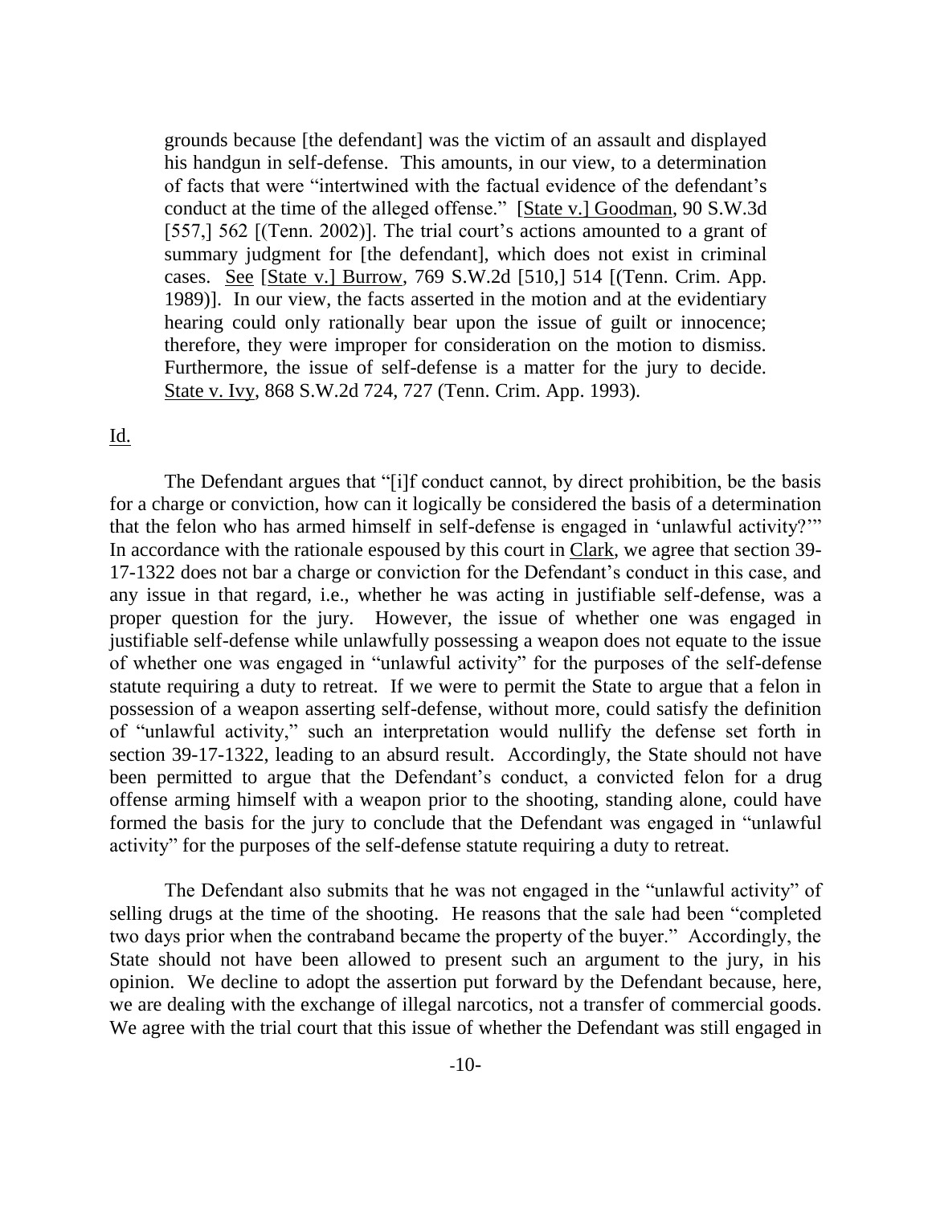> grounds because [the defendant] was the victim of an assault and displayed his handgun in self-defense. This amounts, in our view, to a determination of facts that were "intertwined with the factual evidence of the defendant's conduct at the time of the alleged offense." [State v.] Goodman, 90 S.W.3d [557,] 562 [(Tenn. 2002)]. The trial court's actions amounted to a grant of summary judgment for [the defendant], which does not exist in criminal cases. See [State v.] Burrow, 769 S.W.2d [510,] 514 [(Tenn. Crim. App. 1989)]. In our view, the facts asserted in the motion and at the evidentiary hearing could only rationally bear upon the issue of guilt or innocence; therefore, they were improper for consideration on the motion to dismiss. Furthermore, the issue of self-defense is a matter for the jury to decide. State v. Ivy, 868 S.W.2d 724, 727 (Tenn. Crim. App. 1993).

Id.

The Defendant argues that "[i]f conduct cannot, by direct prohibition, be the basis for a charge or conviction, how can it logically be considered the basis of a determination that the felon who has armed himself in self-defense is engaged in 'unlawful activity?'" In accordance with the rationale espoused by this court in Clark, we agree that section 39-17-1322 does not bar a charge or conviction for the Defendant's conduct in this case, and any issue in that regard, i.e., whether he was acting in justifiable self-defense, was a proper question for the jury. However, the issue of whether one was engaged in justifiable self-defense while unlawfully possessing a weapon does not equate to the issue of whether one was engaged in "unlawful activity" for the purposes of the self-defense statute requiring a duty to retreat. If we were to permit the State to argue that a felon in possession of a weapon asserting self-defense, without more, could satisfy the definition of "unlawful activity," such an interpretation would nullify the defense set forth in section 39-17-1322, leading to an absurd result. Accordingly, the State should not have been permitted to argue that the Defendant's conduct, a convicted felon for a drug offense arming himself with a weapon prior to the shooting, standing alone, could have formed the basis for the jury to conclude that the Defendant was engaged in "unlawful activity" for the purposes of the self-defense statute requiring a duty to retreat.

The Defendant also submits that he was not engaged in the "unlawful activity" of selling drugs at the time of the shooting. He reasons that the sale had been "completed two days prior when the contraband became the property of the buyer." Accordingly, the State should not have been allowed to present such an argument to the jury, in his opinion. We decline to adopt the assertion put forward by the Defendant because, here, we are dealing with the exchange of illegal narcotics, not a transfer of commercial goods. We agree with the trial court that this issue of whether the Defendant was still engaged in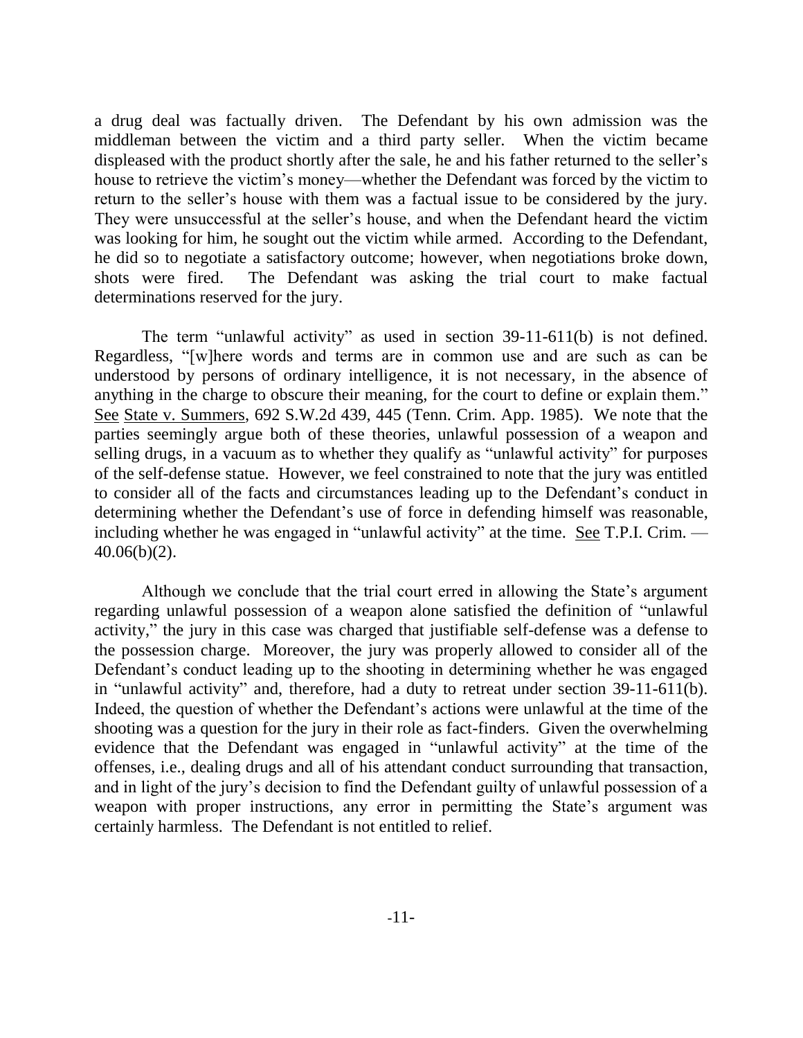a drug deal was factually driven. The Defendant by his own admission was the middleman between the victim and a third party seller. When the victim became displeased with the product shortly after the sale, he and his father returned to the seller's house to retrieve the victim's money—whether the Defendant was forced by the victim to return to the seller's house with them was a factual issue to be considered by the jury. They were unsuccessful at the seller's house, and when the Defendant heard the victim was looking for him, he sought out the victim while armed. According to the Defendant, he did so to negotiate a satisfactory outcome; however, when negotiations broke down, shots were fired. The Defendant was asking the trial court to make factual determinations reserved for the jury.

The term "unlawful activity" as used in section 39-11-611(b) is not defined. Regardless, "[w]here words and terms are in common use and are such as can be understood by persons of ordinary intelligence, it is not necessary, in the absence of anything in the charge to obscure their meaning, for the court to define or explain them." See State v. Summers, 692 S.W.2d 439, 445 (Tenn. Crim. App. 1985). We note that the parties seemingly argue both of these theories, unlawful possession of a weapon and selling drugs, in a vacuum as to whether they qualify as "unlawful activity" for purposes of the self-defense statue. However, we feel constrained to note that the jury was entitled to consider all of the facts and circumstances leading up to the Defendant's conduct in determining whether the Defendant's use of force in defending himself was reasonable, including whether he was engaged in "unlawful activity" at the time. See T.P.I. Crim. — 40.06(b)(2).

Although we conclude that the trial court erred in allowing the State's argument regarding unlawful possession of a weapon alone satisfied the definition of "unlawful activity," the jury in this case was charged that justifiable self-defense was a defense to the possession charge. Moreover, the jury was properly allowed to consider all of the Defendant's conduct leading up to the shooting in determining whether he was engaged in "unlawful activity" and, therefore, had a duty to retreat under section 39-11-611(b). Indeed, the question of whether the Defendant's actions were unlawful at the time of the shooting was a question for the jury in their role as fact-finders. Given the overwhelming evidence that the Defendant was engaged in "unlawful activity" at the time of the offenses, i.e., dealing drugs and all of his attendant conduct surrounding that transaction, and in light of the jury's decision to find the Defendant guilty of unlawful possession of a weapon with proper instructions, any error in permitting the State's argument was certainly harmless. The Defendant is not entitled to relief.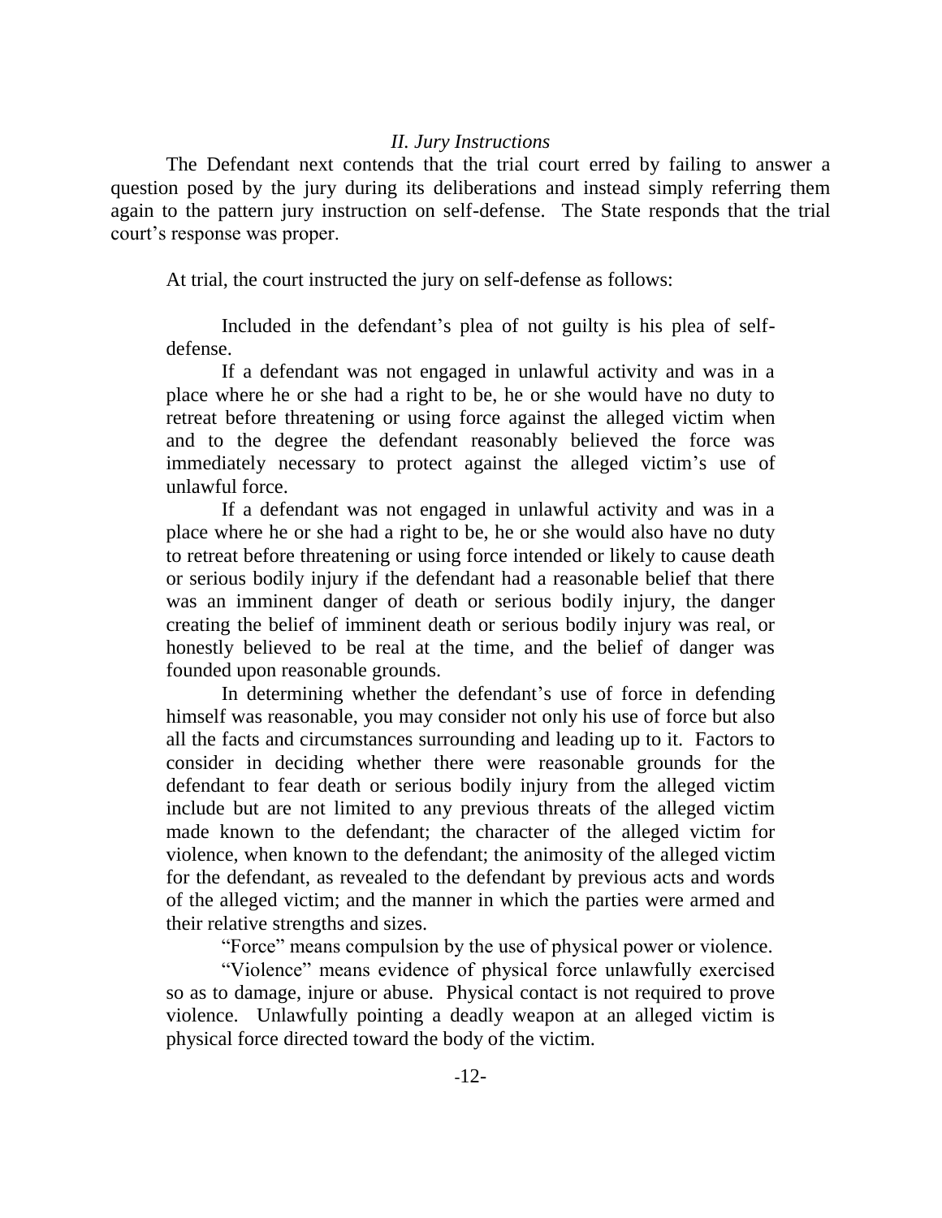*II. Jury Instructions*

The Defendant next contends that the trial court erred by failing to answer a question posed by the jury during its deliberations and instead simply referring them again to the pattern jury instruction on self-defense. The State responds that the trial court's response was proper.

At trial, the court instructed the jury on self-defense as follows:

> Included in the defendant's plea of not guilty is his plea of self-defense.
>
> If a defendant was not engaged in unlawful activity and was in a place where he or she had a right to be, he or she would have no duty to retreat before threatening or using force against the alleged victim when and to the degree the defendant reasonably believed the force was immediately necessary to protect against the alleged victim's use of unlawful force.
>
> If a defendant was not engaged in unlawful activity and was in a place where he or she had a right to be, he or she would also have no duty to retreat before threatening or using force intended or likely to cause death or serious bodily injury if the defendant had a reasonable belief that there was an imminent danger of death or serious bodily injury, the danger creating the belief of imminent death or serious bodily injury was real, or honestly believed to be real at the time, and the belief of danger was founded upon reasonable grounds.
>
> In determining whether the defendant's use of force in defending himself was reasonable, you may consider not only his use of force but also all the facts and circumstances surrounding and leading up to it. Factors to consider in deciding whether there were reasonable grounds for the defendant to fear death or serious bodily injury from the alleged victim include but are not limited to any previous threats of the alleged victim made known to the defendant; the character of the alleged victim for violence, when known to the defendant; the animosity of the alleged victim for the defendant, as revealed to the defendant by previous acts and words of the alleged victim; and the manner in which the parties were armed and their relative strengths and sizes.
>
> "Force" means compulsion by the use of physical power or violence.
>
> "Violence" means evidence of physical force unlawfully exercised so as to damage, injure or abuse. Physical contact is not required to prove violence. Unlawfully pointing a deadly weapon at an alleged victim is physical force directed toward the body of the victim.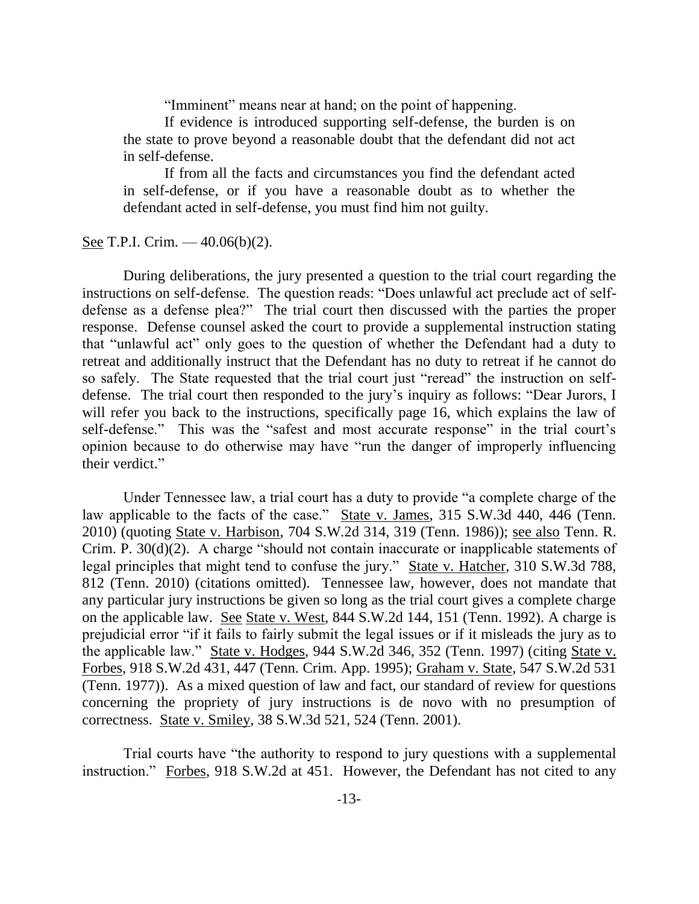> "Imminent" means near at hand; on the point of happening.
>
> If evidence is introduced supporting self-defense, the burden is on the state to prove beyond a reasonable doubt that the defendant did not act in self-defense.
>
> If from all the facts and circumstances you find the defendant acted in self-defense, or if you have a reasonable doubt as to whether the defendant acted in self-defense, you must find him not guilty.

See T.P.I. Crim. — 40.06(b)(2).

During deliberations, the jury presented a question to the trial court regarding the instructions on self-defense. The question reads: "Does unlawful act preclude act of self-defense as a defense plea?" The trial court then discussed with the parties the proper response. Defense counsel asked the court to provide a supplemental instruction stating that "unlawful act" only goes to the question of whether the Defendant had a duty to retreat and additionally instruct that the Defendant has no duty to retreat if he cannot do so safely. The State requested that the trial court just "reread" the instruction on self-defense. The trial court then responded to the jury's inquiry as follows: "Dear Jurors, I will refer you back to the instructions, specifically page 16, which explains the law of self-defense." This was the "safest and most accurate response" in the trial court's opinion because to do otherwise may have "run the danger of improperly influencing their verdict."

Under Tennessee law, a trial court has a duty to provide "a complete charge of the law applicable to the facts of the case." State v. James, 315 S.W.3d 440, 446 (Tenn. 2010) (quoting State v. Harbison, 704 S.W.2d 314, 319 (Tenn. 1986)); see also Tenn. R. Crim. P. 30(d)(2). A charge "should not contain inaccurate or inapplicable statements of legal principles that might tend to confuse the jury." State v. Hatcher, 310 S.W.3d 788, 812 (Tenn. 2010) (citations omitted). Tennessee law, however, does not mandate that any particular jury instructions be given so long as the trial court gives a complete charge on the applicable law. See State v. West, 844 S.W.2d 144, 151 (Tenn. 1992). A charge is prejudicial error "if it fails to fairly submit the legal issues or if it misleads the jury as to the applicable law." State v. Hodges, 944 S.W.2d 346, 352 (Tenn. 1997) (citing State v. Forbes, 918 S.W.2d 431, 447 (Tenn. Crim. App. 1995); Graham v. State, 547 S.W.2d 531 (Tenn. 1977)). As a mixed question of law and fact, our standard of review for questions concerning the propriety of jury instructions is de novo with no presumption of correctness. State v. Smiley, 38 S.W.3d 521, 524 (Tenn. 2001).

Trial courts have "the authority to respond to jury questions with a supplemental instruction." Forbes, 918 S.W.2d at 451. However, the Defendant has not cited to any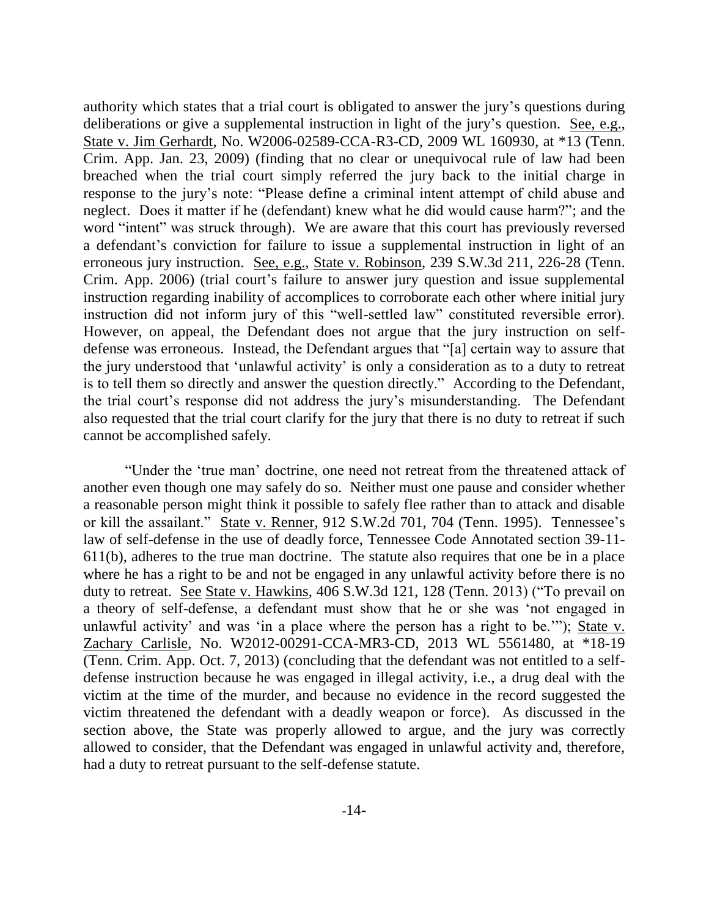authority which states that a trial court is obligated to answer the jury's questions during deliberations or give a supplemental instruction in light of the jury's question. See, e.g., State v. Jim Gerhardt, No. W2006-02589-CCA-R3-CD, 2009 WL 160930, at *13 (Tenn. Crim. App. Jan. 23, 2009) (finding that no clear or unequivocal rule of law had been breached when the trial court simply referred the jury back to the initial charge in response to the jury's note: "Please define a criminal intent attempt of child abuse and neglect. Does it matter if he (defendant) knew what he did would cause harm?"; and the word "intent" was struck through). We are aware that this court has previously reversed a defendant's conviction for failure to issue a supplemental instruction in light of an erroneous jury instruction. See, e.g., State v. Robinson, 239 S.W.3d 211, 226-28 (Tenn. Crim. App. 2006) (trial court's failure to answer jury question and issue supplemental instruction regarding inability of accomplices to corroborate each other where initial jury instruction did not inform jury of this "well-settled law" constituted reversible error). However, on appeal, the Defendant does not argue that the jury instruction on self-defense was erroneous. Instead, the Defendant argues that "[a] certain way to assure that the jury understood that 'unlawful activity' is only a consideration as to a duty to retreat is to tell them so directly and answer the question directly." According to the Defendant, the trial court's response did not address the jury's misunderstanding. The Defendant also requested that the trial court clarify for the jury that there is no duty to retreat if such cannot be accomplished safely.

"Under the 'true man' doctrine, one need not retreat from the threatened attack of another even though one may safely do so. Neither must one pause and consider whether a reasonable person might think it possible to safely flee rather than to attack and disable or kill the assailant." State v. Renner, 912 S.W.2d 701, 704 (Tenn. 1995). Tennessee's law of self-defense in the use of deadly force, Tennessee Code Annotated section 39-11-611(b), adheres to the true man doctrine. The statute also requires that one be in a place where he has a right to be and not be engaged in any unlawful activity before there is no duty to retreat. See State v. Hawkins, 406 S.W.3d 121, 128 (Tenn. 2013) ("To prevail on a theory of self-defense, a defendant must show that he or she was 'not engaged in unlawful activity' and was 'in a place where the person has a right to be.'"); State v. Zachary Carlisle, No. W2012-00291-CCA-MR3-CD, 2013 WL 5561480, at *18-19 (Tenn. Crim. App. Oct. 7, 2013) (concluding that the defendant was not entitled to a self-defense instruction because he was engaged in illegal activity, i.e., a drug deal with the victim at the time of the murder, and because no evidence in the record suggested the victim threatened the defendant with a deadly weapon or force). As discussed in the section above, the State was properly allowed to argue, and the jury was correctly allowed to consider, that the Defendant was engaged in unlawful activity and, therefore, had a duty to retreat pursuant to the self-defense statute.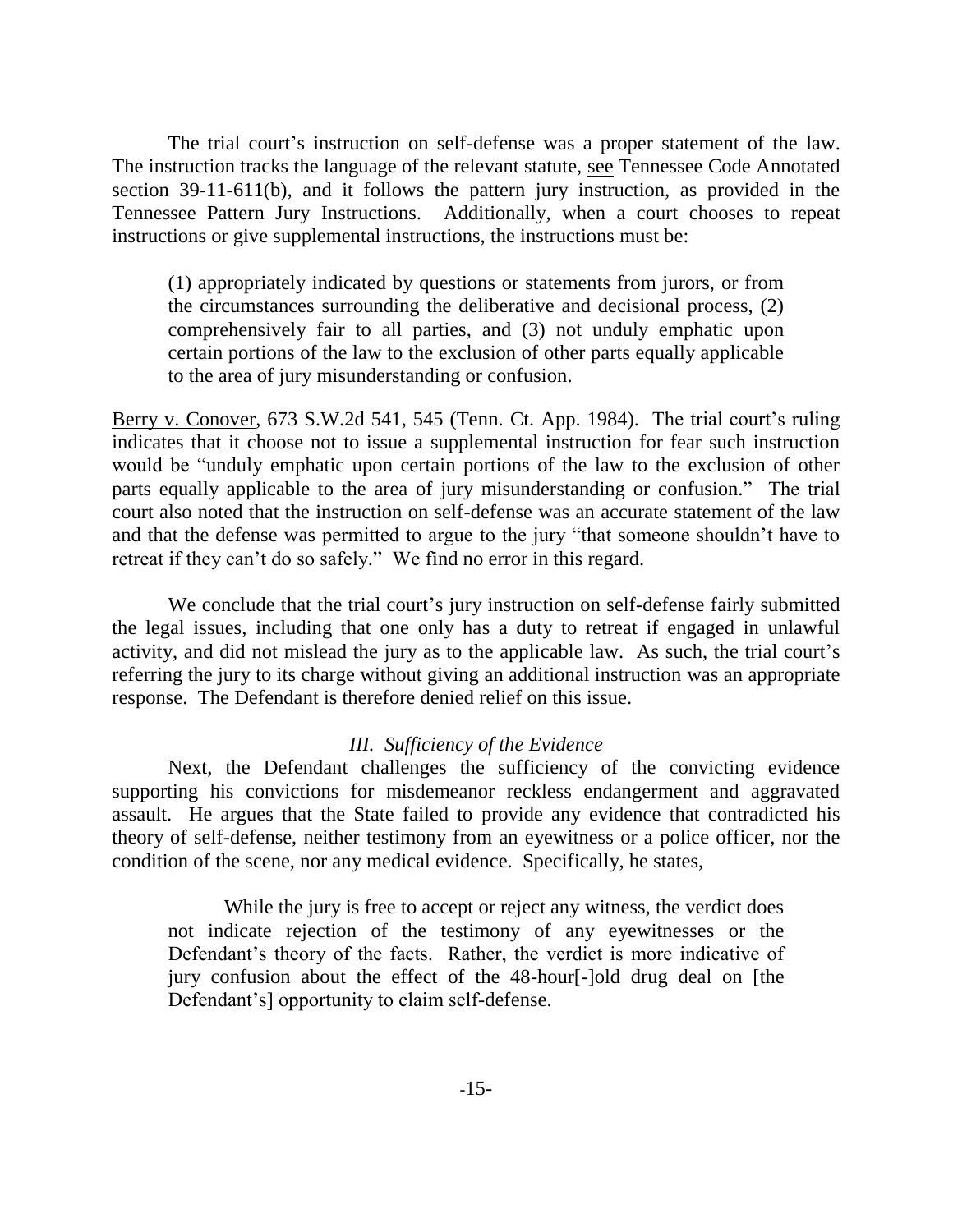The trial court's instruction on self-defense was a proper statement of the law. The instruction tracks the language of the relevant statute, see Tennessee Code Annotated section 39-11-611(b), and it follows the pattern jury instruction, as provided in the Tennessee Pattern Jury Instructions. Additionally, when a court chooses to repeat instructions or give supplemental instructions, the instructions must be:

> (1) appropriately indicated by questions or statements from jurors, or from the circumstances surrounding the deliberative and decisional process, (2) comprehensively fair to all parties, and (3) not unduly emphatic upon certain portions of the law to the exclusion of other parts equally applicable to the area of jury misunderstanding or confusion.

Berry v. Conover, 673 S.W.2d 541, 545 (Tenn. Ct. App. 1984). The trial court's ruling indicates that it choose not to issue a supplemental instruction for fear such instruction would be "unduly emphatic upon certain portions of the law to the exclusion of other parts equally applicable to the area of jury misunderstanding or confusion." The trial court also noted that the instruction on self-defense was an accurate statement of the law and that the defense was permitted to argue to the jury "that someone shouldn't have to retreat if they can't do so safely." We find no error in this regard.

We conclude that the trial court's jury instruction on self-defense fairly submitted the legal issues, including that one only has a duty to retreat if engaged in unlawful activity, and did not mislead the jury as to the applicable law. As such, the trial court's referring the jury to its charge without giving an additional instruction was an appropriate response. The Defendant is therefore denied relief on this issue.

### *III. Sufficiency of the Evidence*

Next, the Defendant challenges the sufficiency of the convicting evidence supporting his convictions for misdemeanor reckless endangerment and aggravated assault. He argues that the State failed to provide any evidence that contradicted his theory of self-defense, neither testimony from an eyewitness or a police officer, nor the condition of the scene, nor any medical evidence. Specifically, he states,

> While the jury is free to accept or reject any witness, the verdict does not indicate rejection of the testimony of any eyewitnesses or the Defendant's theory of the facts. Rather, the verdict is more indicative of jury confusion about the effect of the 48-hour[-]old drug deal on [the Defendant's] opportunity to claim self-defense.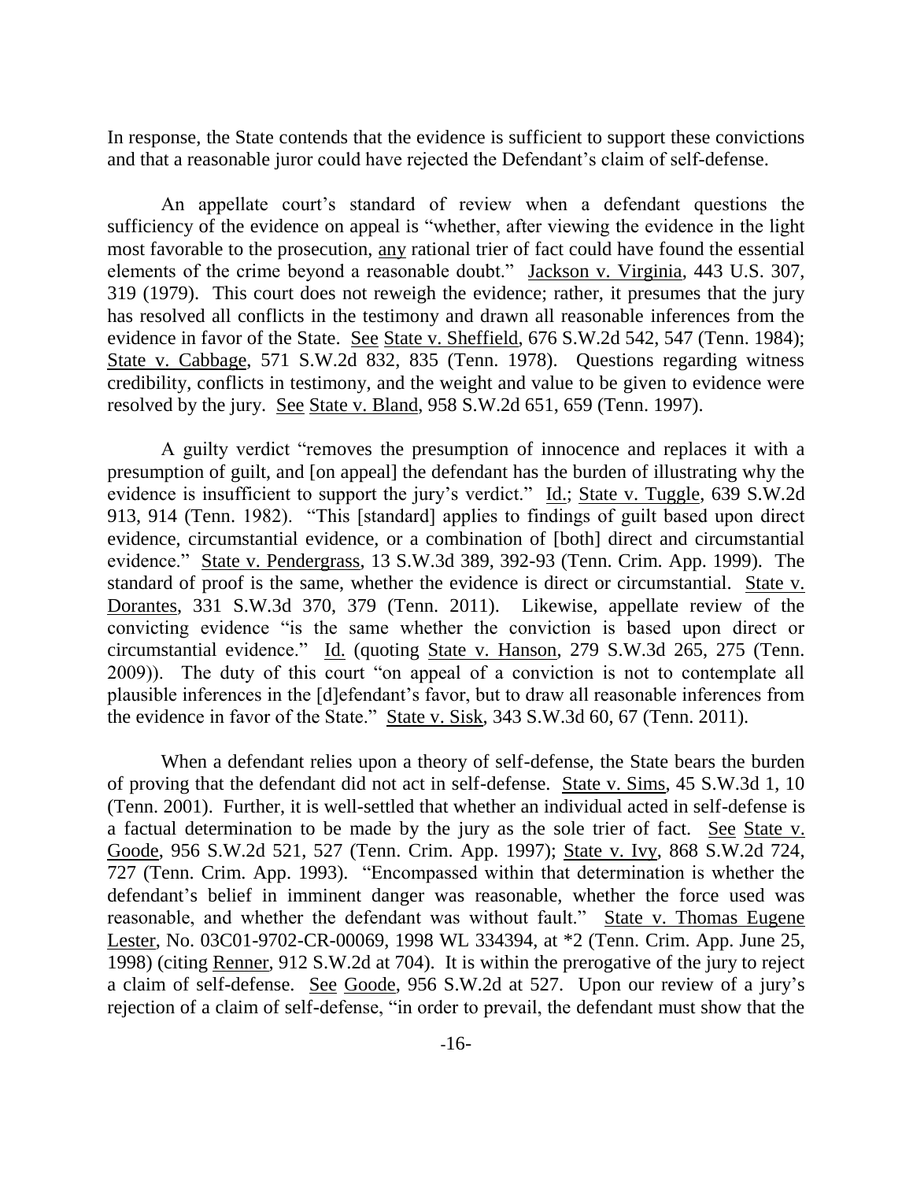In response, the State contends that the evidence is sufficient to support these convictions and that a reasonable juror could have rejected the Defendant's claim of self-defense.

An appellate court's standard of review when a defendant questions the sufficiency of the evidence on appeal is "whether, after viewing the evidence in the light most favorable to the prosecution, any rational trier of fact could have found the essential elements of the crime beyond a reasonable doubt." Jackson v. Virginia, 443 U.S. 307, 319 (1979). This court does not reweigh the evidence; rather, it presumes that the jury has resolved all conflicts in the testimony and drawn all reasonable inferences from the evidence in favor of the State. See State v. Sheffield, 676 S.W.2d 542, 547 (Tenn. 1984); State v. Cabbage, 571 S.W.2d 832, 835 (Tenn. 1978). Questions regarding witness credibility, conflicts in testimony, and the weight and value to be given to evidence were resolved by the jury. See State v. Bland, 958 S.W.2d 651, 659 (Tenn. 1997).

A guilty verdict "removes the presumption of innocence and replaces it with a presumption of guilt, and [on appeal] the defendant has the burden of illustrating why the evidence is insufficient to support the jury's verdict." Id.; State v. Tuggle, 639 S.W.2d 913, 914 (Tenn. 1982). "This [standard] applies to findings of guilt based upon direct evidence, circumstantial evidence, or a combination of [both] direct and circumstantial evidence." State v. Pendergrass, 13 S.W.3d 389, 392-93 (Tenn. Crim. App. 1999). The standard of proof is the same, whether the evidence is direct or circumstantial. State v. Dorantes, 331 S.W.3d 370, 379 (Tenn. 2011). Likewise, appellate review of the convicting evidence "is the same whether the conviction is based upon direct or circumstantial evidence." Id. (quoting State v. Hanson, 279 S.W.3d 265, 275 (Tenn. 2009)). The duty of this court "on appeal of a conviction is not to contemplate all plausible inferences in the [d]efendant's favor, but to draw all reasonable inferences from the evidence in favor of the State." State v. Sisk, 343 S.W.3d 60, 67 (Tenn. 2011).

When a defendant relies upon a theory of self-defense, the State bears the burden of proving that the defendant did not act in self-defense. State v. Sims, 45 S.W.3d 1, 10 (Tenn. 2001). Further, it is well-settled that whether an individual acted in self-defense is a factual determination to be made by the jury as the sole trier of fact. See State v. Goode, 956 S.W.2d 521, 527 (Tenn. Crim. App. 1997); State v. Ivy, 868 S.W.2d 724, 727 (Tenn. Crim. App. 1993). "Encompassed within that determination is whether the defendant's belief in imminent danger was reasonable, whether the force used was reasonable, and whether the defendant was without fault." State v. Thomas Eugene Lester, No. 03C01-9702-CR-00069, 1998 WL 334394, at *2 (Tenn. Crim. App. June 25, 1998) (citing Renner, 912 S.W.2d at 704). It is within the prerogative of the jury to reject a claim of self-defense. See Goode, 956 S.W.2d at 527. Upon our review of a jury's rejection of a claim of self-defense, "in order to prevail, the defendant must show that the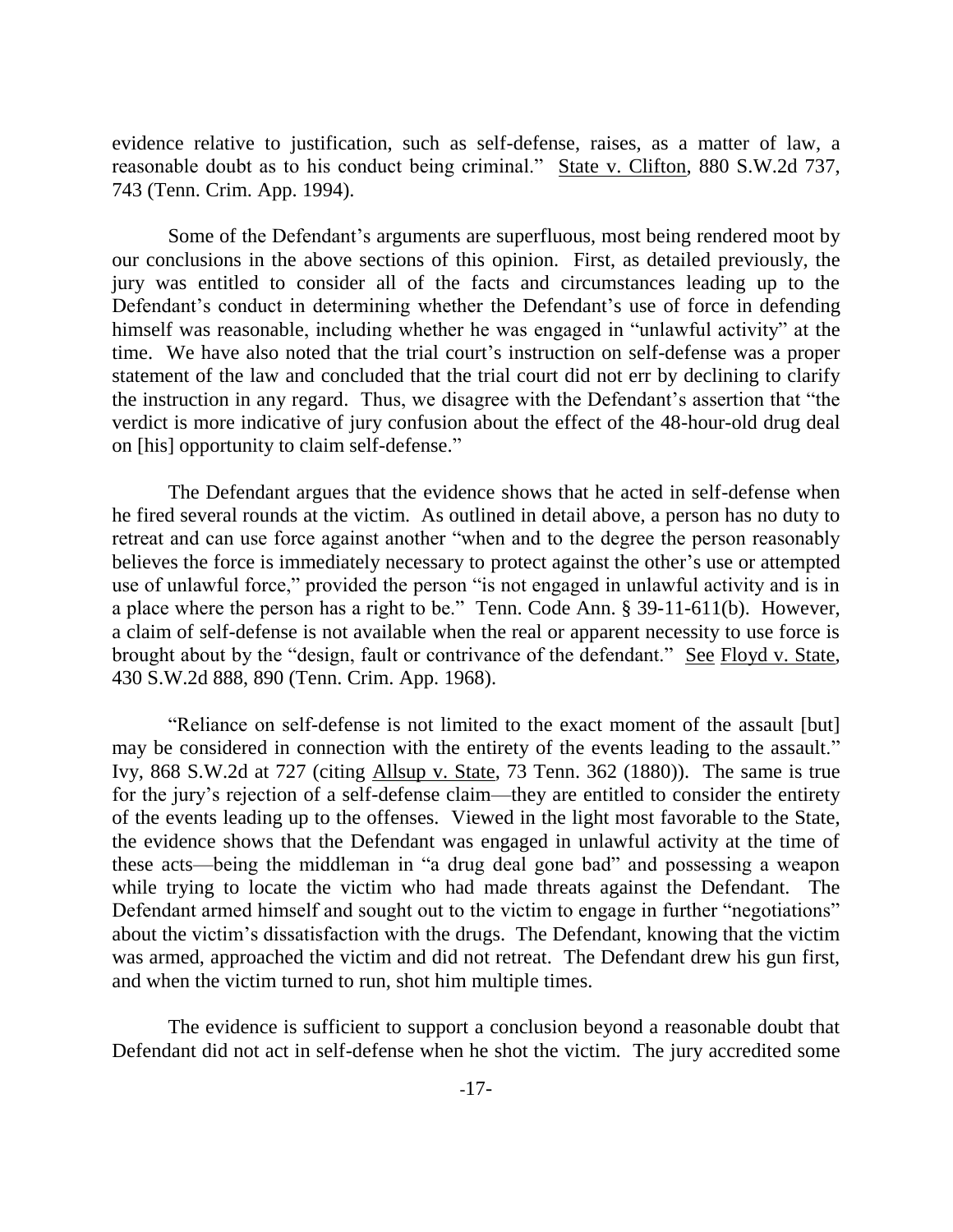evidence relative to justification, such as self-defense, raises, as a matter of law, a reasonable doubt as to his conduct being criminal." State v. Clifton, 880 S.W.2d 737, 743 (Tenn. Crim. App. 1994).

Some of the Defendant's arguments are superfluous, most being rendered moot by our conclusions in the above sections of this opinion. First, as detailed previously, the jury was entitled to consider all of the facts and circumstances leading up to the Defendant's conduct in determining whether the Defendant's use of force in defending himself was reasonable, including whether he was engaged in "unlawful activity" at the time. We have also noted that the trial court's instruction on self-defense was a proper statement of the law and concluded that the trial court did not err by declining to clarify the instruction in any regard. Thus, we disagree with the Defendant's assertion that "the verdict is more indicative of jury confusion about the effect of the 48-hour-old drug deal on [his] opportunity to claim self-defense."

The Defendant argues that the evidence shows that he acted in self-defense when he fired several rounds at the victim. As outlined in detail above, a person has no duty to retreat and can use force against another "when and to the degree the person reasonably believes the force is immediately necessary to protect against the other's use or attempted use of unlawful force," provided the person "is not engaged in unlawful activity and is in a place where the person has a right to be." Tenn. Code Ann. § 39-11-611(b). However, a claim of self-defense is not available when the real or apparent necessity to use force is brought about by the "design, fault or contrivance of the defendant." See Floyd v. State, 430 S.W.2d 888, 890 (Tenn. Crim. App. 1968).

"Reliance on self-defense is not limited to the exact moment of the assault [but] may be considered in connection with the entirety of the events leading to the assault." Ivy, 868 S.W.2d at 727 (citing Allsup v. State, 73 Tenn. 362 (1880)). The same is true for the jury's rejection of a self-defense claim—they are entitled to consider the entirety of the events leading up to the offenses. Viewed in the light most favorable to the State, the evidence shows that the Defendant was engaged in unlawful activity at the time of these acts—being the middleman in "a drug deal gone bad" and possessing a weapon while trying to locate the victim who had made threats against the Defendant. The Defendant armed himself and sought out to the victim to engage in further "negotiations" about the victim's dissatisfaction with the drugs. The Defendant, knowing that the victim was armed, approached the victim and did not retreat. The Defendant drew his gun first, and when the victim turned to run, shot him multiple times.

The evidence is sufficient to support a conclusion beyond a reasonable doubt that Defendant did not act in self-defense when he shot the victim. The jury accredited some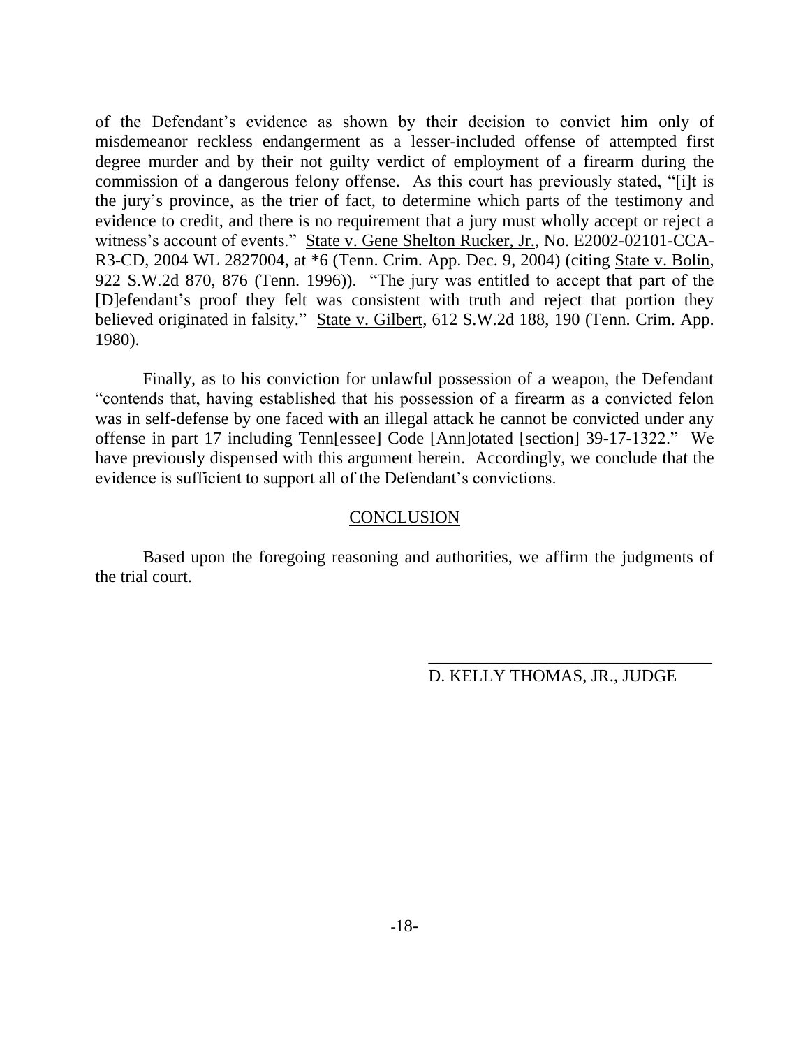of the Defendant's evidence as shown by their decision to convict him only of misdemeanor reckless endangerment as a lesser-included offense of attempted first degree murder and by their not guilty verdict of employment of a firearm during the commission of a dangerous felony offense. As this court has previously stated, "[i]t is the jury's province, as the trier of fact, to determine which parts of the testimony and evidence to credit, and there is no requirement that a jury must wholly accept or reject a witness's account of events." State v. Gene Shelton Rucker, Jr., No. E2002-02101-CCA-R3-CD, 2004 WL 2827004, at *6 (Tenn. Crim. App. Dec. 9, 2004) (citing State v. Bolin, 922 S.W.2d 870, 876 (Tenn. 1996)). "The jury was entitled to accept that part of the [D]efendant's proof they felt was consistent with truth and reject that portion they believed originated in falsity." State v. Gilbert, 612 S.W.2d 188, 190 (Tenn. Crim. App. 1980).

Finally, as to his conviction for unlawful possession of a weapon, the Defendant "contends that, having established that his possession of a firearm as a convicted felon was in self-defense by one faced with an illegal attack he cannot be convicted under any offense in part 17 including Tenn[essee] Code [Ann]otated [section] 39-17-1322." We have previously dispensed with this argument herein. Accordingly, we conclude that the evidence is sufficient to support all of the Defendant's convictions.

## CONCLUSION

Based upon the foregoing reasoning and authorities, we affirm the judgments of the trial court.

\_\_\_\_\_\_\_\_\_\_\_\_\_\_\_\_\_\_\_\_\_\_\_\_\_\_\_\_\_\_\_\_\_\_

D. KELLY THOMAS, JR., JUDGE